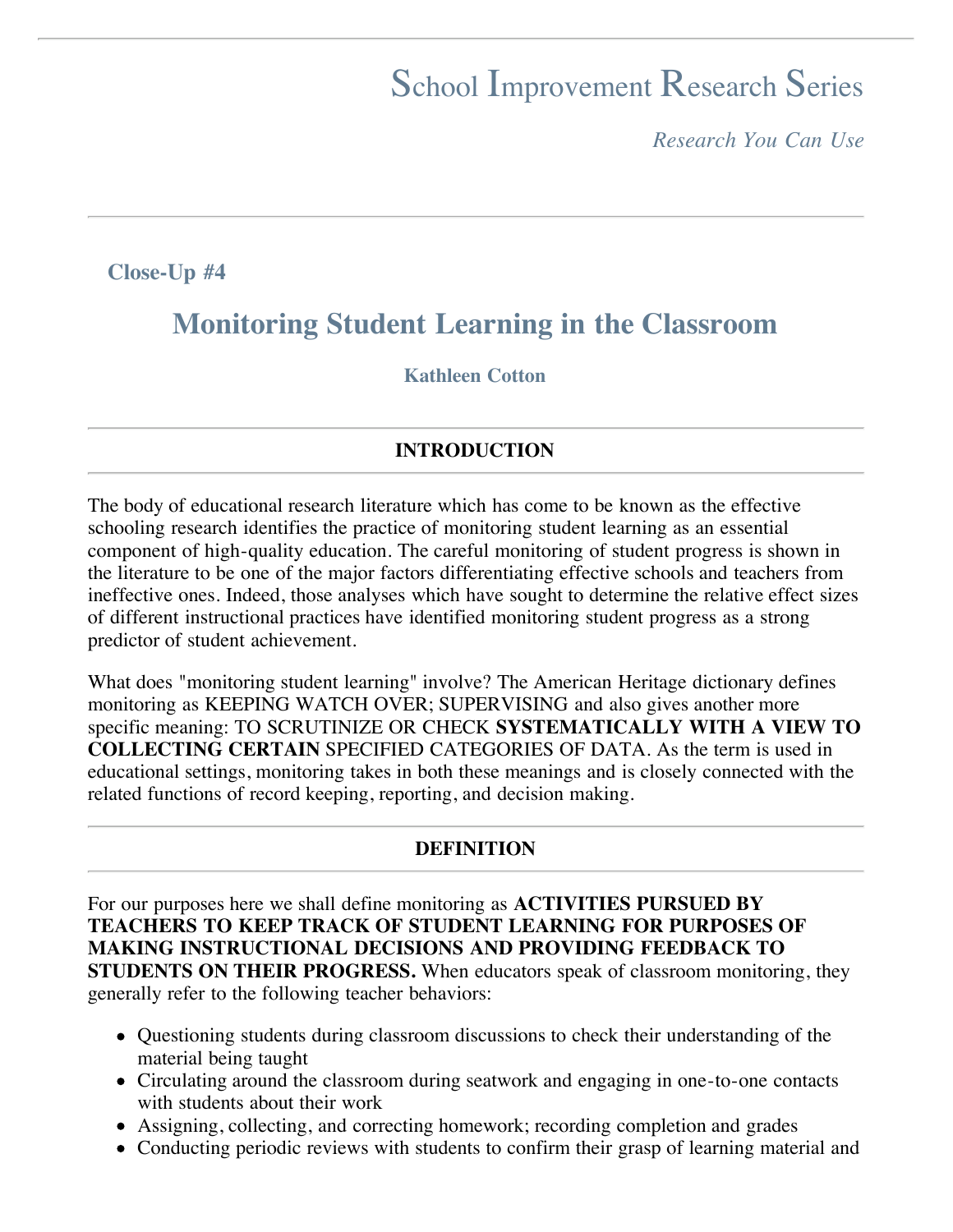# School Improvement Research Series

*Research You Can Use*

**Close-Up #4**

## Monitoring Student Learning in the Classroom

**Kathleen Cotton**

### INTRODUCTION

The body of educational research literature which has come to be known as the effective schooling research identifies the practice of monitoring student learning as an essential component of high-quality education. The careful monitoring of student progress is shown in the literature to be one of the major factors differentiating effective schools and teachers from ineffective ones. Indeed, those analyses which have sought to determine the relative effect sizes of different instructional practices have identified monitoring student progress as a strong predictor of student achievement.

What does "monitoring student learning" involve? The American Heritage dictionary defines monitoring as KEEPING WATCH OVER; SUPERVISING and also gives another more specific meaning: TO SCRUTINIZE OR CHECK **SYSTEMATICALLY WITH A VIEW TO COLLECTING CERTAIN** SPECIFIED CATEGORIES OF DATA. As the term is used in educational settings, monitoring takes in both these meanings and is closely connected with the related functions of record keeping, reporting, and decision making.

### DEFINITION

For our purposes here we shall define monitoring as **ACTIVITIES PURSUED BY TEACHERS TO KEEP TRACK OF STUDENT LEARNING FOR PURPOSES OF MAKING INSTRUCTIONAL DECISIONS AND PROVIDING FEEDBACK TO STUDENTS ON THEIR PROGRESS.** When educators speak of classroom monitoring, they generally refer to the following teacher behaviors:

- Questioning students during classroom discussions to check their understanding of the material being taught
- Circulating around the classroom during seatwork and engaging in one-to-one contacts with students about their work
- Assigning, collecting, and correcting homework; recording completion and grades
- Conducting periodic reviews with students to confirm their grasp of learning material and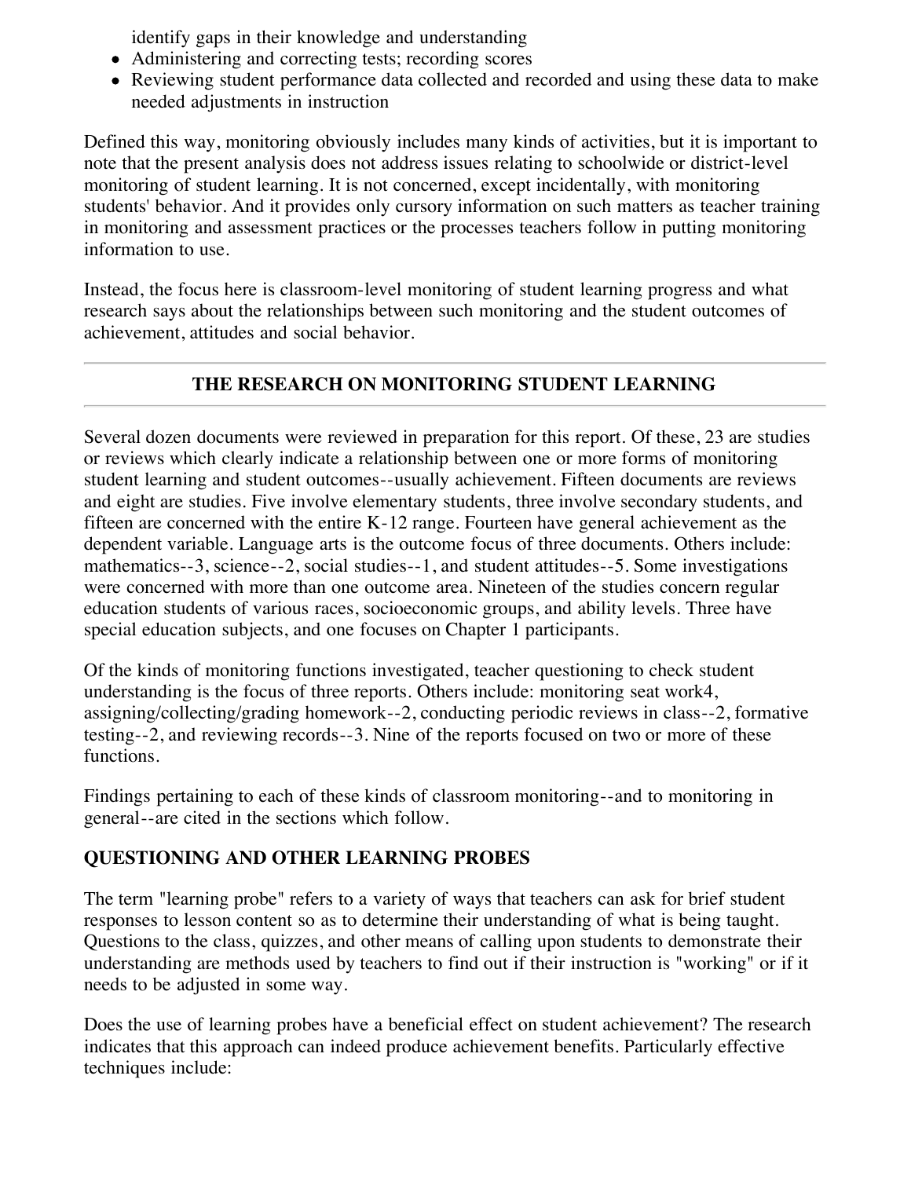identify gaps in their knowledge and understanding

- Administering and correcting tests; recording scores
- Reviewing student performance data collected and recorded and using these data to make needed adjustments in instruction

Defined this way, monitoring obviously includes many kinds of activities, but it is important to note that the present analysis does not address issues relating to schoolwide or district-level monitoring of student learning. It is not concerned, except incidentally, with monitoring students' behavior. And it provides only cursory information on such matters as teacher training in monitoring and assessment practices or the processes teachers follow in putting monitoring information to use.

Instead, the focus here is classroom-level monitoring of student learning progress and what research says about the relationships between such monitoring and the student outcomes of achievement, attitudes and social behavior.

---

## THE RESEARCH ON MONITORING STUDENT LEARNING

---

Several dozen documents were reviewed in preparation for this report. Of these, 23 are studies or reviews which clearly indicate a relationship between one or more forms of monitoring student learning and student outcomes--usually achievement. Fifteen documents are reviews and eight are studies. Five involve elementary students, three involve secondary students, and fifteen are concerned with the entire K-12 range. Fourteen have general achievement as the dependent variable. Language arts is the outcome focus of three documents. Others include: mathematics--3, science--2, social studies--1, and student attitudes--5. Some investigations were concerned with more than one outcome area. Nineteen of the studies concern regular education students of various races, socioeconomic groups, and ability levels. Three have special education subjects, and one focuses on Chapter 1 participants.

Of the kinds of monitoring functions investigated, teacher questioning to check student understanding is the focus of three reports. Others include: monitoring seat work4, assigning/collecting/grading homework--2, conducting periodic reviews in class--2, formative testing--2, and reviewing records--3. Nine of the reports focused on two or more of these functions.

Findings pertaining to each of these kinds of classroom monitoring--and to monitoring in general--are cited in the sections which follow.

### QUESTIONING AND OTHER LEARNING PROBES

The term "learning probe" refers to a variety of ways that teachers can ask for brief student responses to lesson content so as to determine their understanding of what is being taught. Questions to the class, quizzes, and other means of calling upon students to demonstrate their understanding are methods used by teachers to find out if their instruction is "working" or if it needs to be adjusted in some way.

Does the use of learning probes have a beneficial effect on student achievement? The research indicates that this approach can indeed produce achievement benefits. Particularly effective techniques include: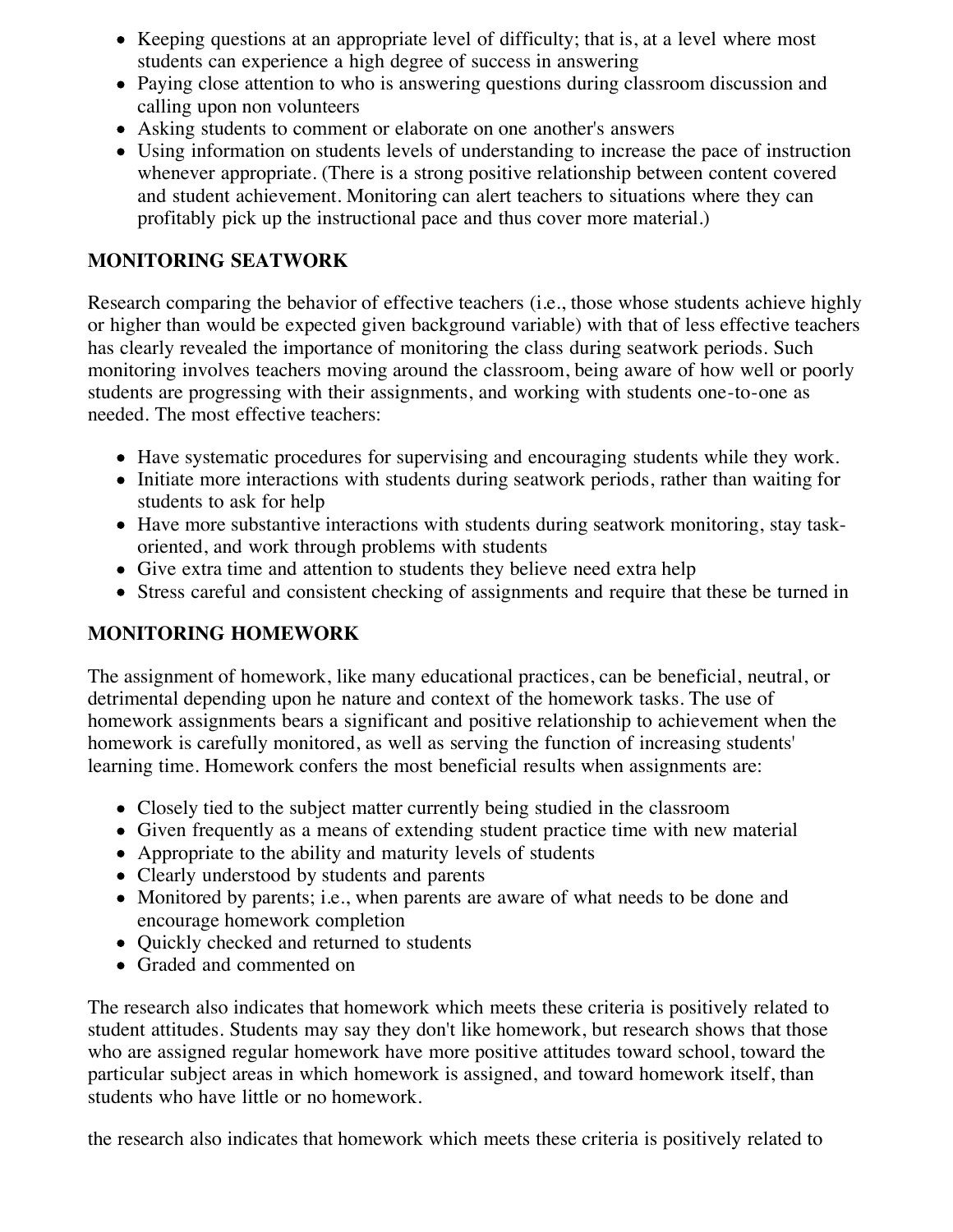- Keeping questions at an appropriate level of difficulty; that is, at a level where most students can experience a high degree of success in answering
- Paying close attention to who is answering questions during classroom discussion and calling upon non volunteers
- Asking students to comment or elaborate on one another's answers
- Using information on students levels of understanding to increase the pace of instruction whenever appropriate. (There is a strong positive relationship between content covered and student achievement. Monitoring can alert teachers to situations where they can profitably pick up the instructional pace and thus cover more material.)

**MONITORING SEATWORK**

Research comparing the behavior of effective teachers (i.e., those whose students achieve highly or higher than would be expected given background variable) with that of less effective teachers has clearly revealed the importance of monitoring the class during seatwork periods. Such monitoring involves teachers moving around the classroom, being aware of how well or poorly students are progressing with their assignments, and working with students one-to-one as needed. The most effective teachers:

- Have systematic procedures for supervising and encouraging students while they work.
- Initiate more interactions with students during seatwork periods, rather than waiting for students to ask for help
- Have more substantive interactions with students during seatwork monitoring, stay task-oriented, and work through problems with students
- Give extra time and attention to students they believe need extra help
- Stress careful and consistent checking of assignments and require that these be turned in

**MONITORING HOMEWORK**

The assignment of homework, like many educational practices, can be beneficial, neutral, or detrimental depending upon he nature and context of the homework tasks. The use of homework assignments bears a significant and positive relationship to achievement when the homework is carefully monitored, as well as serving the function of increasing students' learning time. Homework confers the most beneficial results when assignments are:

- Closely tied to the subject matter currently being studied in the classroom
- Given frequently as a means of extending student practice time with new material
- Appropriate to the ability and maturity levels of students
- Clearly understood by students and parents
- Monitored by parents; i.e., when parents are aware of what needs to be done and encourage homework completion
- Quickly checked and returned to students
- Graded and commented on

The research also indicates that homework which meets these criteria is positively related to student attitudes. Students may say they don't like homework, but research shows that those who are assigned regular homework have more positive attitudes toward school, toward the particular subject areas in which homework is assigned, and toward homework itself, than students who have little or no homework.

the research also indicates that homework which meets these criteria is positively related to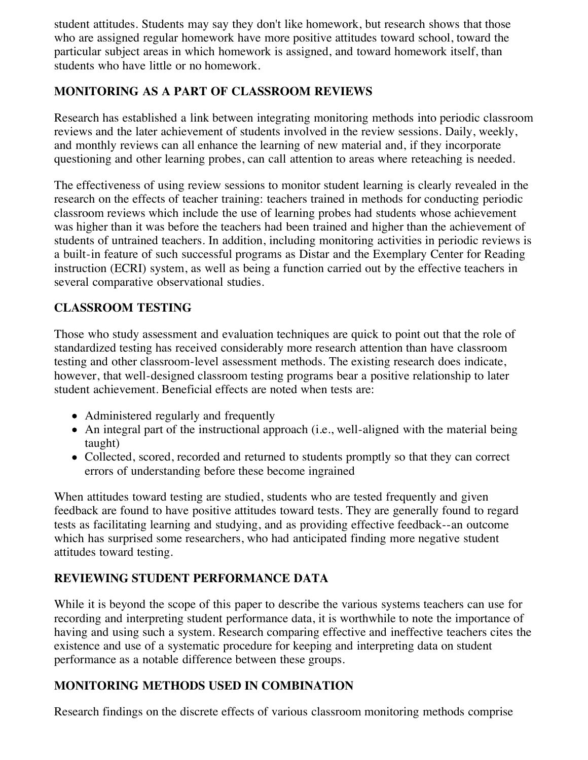student attitudes. Students may say they don't like homework, but research shows that those who are assigned regular homework have more positive attitudes toward school, toward the particular subject areas in which homework is assigned, and toward homework itself, than students who have little or no homework.

## MONITORING AS A PART OF CLASSROOM REVIEWS

Research has established a link between integrating monitoring methods into periodic classroom reviews and the later achievement of students involved in the review sessions. Daily, weekly, and monthly reviews can all enhance the learning of new material and, if they incorporate questioning and other learning probes, can call attention to areas where reteaching is needed.

The effectiveness of using review sessions to monitor student learning is clearly revealed in the research on the effects of teacher training: teachers trained in methods for conducting periodic classroom reviews which include the use of learning probes had students whose achievement was higher than it was before the teachers had been trained and higher than the achievement of students of untrained teachers. In addition, including monitoring activities in periodic reviews is a built-in feature of such successful programs as Distar and the Exemplary Center for Reading instruction (ECRI) system, as well as being a function carried out by the effective teachers in several comparative observational studies.

## CLASSROOM TESTING

Those who study assessment and evaluation techniques are quick to point out that the role of standardized testing has received considerably more research attention than have classroom testing and other classroom-level assessment methods. The existing research does indicate, however, that well-designed classroom testing programs bear a positive relationship to later student achievement. Beneficial effects are noted when tests are:

- Administered regularly and frequently
- An integral part of the instructional approach (i.e., well-aligned with the material being taught)
- Collected, scored, recorded and returned to students promptly so that they can correct errors of understanding before these become ingrained

When attitudes toward testing are studied, students who are tested frequently and given feedback are found to have positive attitudes toward tests. They are generally found to regard tests as facilitating learning and studying, and as providing effective feedback--an outcome which has surprised some researchers, who had anticipated finding more negative student attitudes toward testing.

## REVIEWING STUDENT PERFORMANCE DATA

While it is beyond the scope of this paper to describe the various systems teachers can use for recording and interpreting student performance data, it is worthwhile to note the importance of having and using such a system. Research comparing effective and ineffective teachers cites the existence and use of a systematic procedure for keeping and interpreting data on student performance as a notable difference between these groups.

## MONITORING METHODS USED IN COMBINATION

Research findings on the discrete effects of various classroom monitoring methods comprise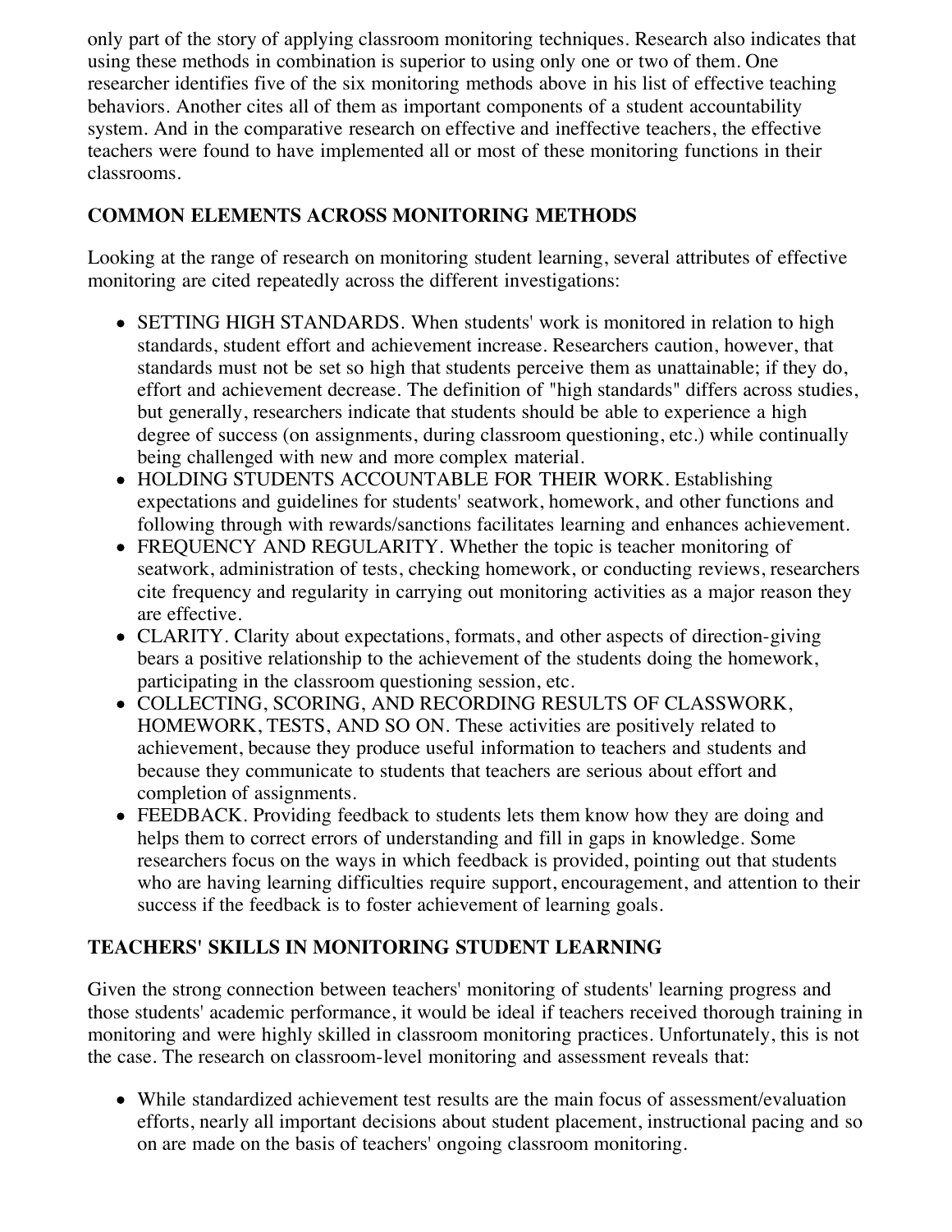only part of the story of applying classroom monitoring techniques. Research also indicates that using these methods in combination is superior to using only one or two of them. One researcher identifies five of the six monitoring methods above in his list of effective teaching behaviors. Another cites all of them as important components of a student accountability system. And in the comparative research on effective and ineffective teachers, the effective teachers were found to have implemented all or most of these monitoring functions in their classrooms.

## COMMON ELEMENTS ACROSS MONITORING METHODS

Looking at the range of research on monitoring student learning, several attributes of effective monitoring are cited repeatedly across the different investigations:

- SETTING HIGH STANDARDS. When students' work is monitored in relation to high standards, student effort and achievement increase. Researchers caution, however, that standards must not be set so high that students perceive them as unattainable; if they do, effort and achievement decrease. The definition of "high standards" differs across studies, but generally, researchers indicate that students should be able to experience a high degree of success (on assignments, during classroom questioning, etc.) while continually being challenged with new and more complex material.
- HOLDING STUDENTS ACCOUNTABLE FOR THEIR WORK. Establishing expectations and guidelines for students' seatwork, homework, and other functions and following through with rewards/sanctions facilitates learning and enhances achievement.
- FREQUENCY AND REGULARITY. Whether the topic is teacher monitoring of seatwork, administration of tests, checking homework, or conducting reviews, researchers cite frequency and regularity in carrying out monitoring activities as a major reason they are effective.
- CLARITY. Clarity about expectations, formats, and other aspects of direction-giving bears a positive relationship to the achievement of the students doing the homework, participating in the classroom questioning session, etc.
- COLLECTING, SCORING, AND RECORDING RESULTS OF CLASSWORK, HOMEWORK, TESTS, AND SO ON. These activities are positively related to achievement, because they produce useful information to teachers and students and because they communicate to students that teachers are serious about effort and completion of assignments.
- FEEDBACK. Providing feedback to students lets them know how they are doing and helps them to correct errors of understanding and fill in gaps in knowledge. Some researchers focus on the ways in which feedback is provided, pointing out that students who are having learning difficulties require support, encouragement, and attention to their success if the feedback is to foster achievement of learning goals.

## TEACHERS' SKILLS IN MONITORING STUDENT LEARNING

Given the strong connection between teachers' monitoring of students' learning progress and those students' academic performance, it would be ideal if teachers received thorough training in monitoring and were highly skilled in classroom monitoring practices. Unfortunately, this is not the case. The research on classroom-level monitoring and assessment reveals that:

- While standardized achievement test results are the main focus of assessment/evaluation efforts, nearly all important decisions about student placement, instructional pacing and so on are made on the basis of teachers' ongoing classroom monitoring.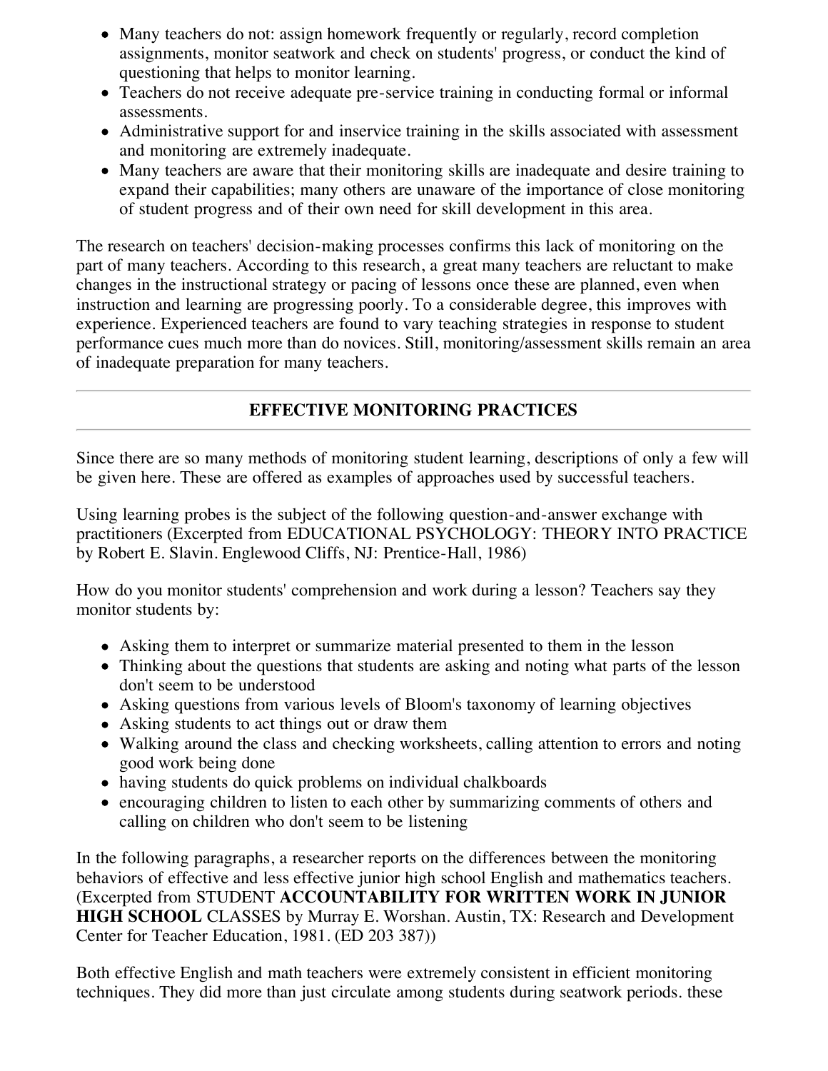- Many teachers do not: assign homework frequently or regularly, record completion assignments, monitor seatwork and check on students' progress, or conduct the kind of questioning that helps to monitor learning.
- Teachers do not receive adequate pre-service training in conducting formal or informal assessments.
- Administrative support for and inservice training in the skills associated with assessment and monitoring are extremely inadequate.
- Many teachers are aware that their monitoring skills are inadequate and desire training to expand their capabilities; many others are unaware of the importance of close monitoring of student progress and of their own need for skill development in this area.

The research on teachers' decision-making processes confirms this lack of monitoring on the part of many teachers. According to this research, a great many teachers are reluctant to make changes in the instructional strategy or pacing of lessons once these are planned, even when instruction and learning are progressing poorly. To a considerable degree, this improves with experience. Experienced teachers are found to vary teaching strategies in response to student performance cues much more than do novices. Still, monitoring/assessment skills remain an area of inadequate preparation for many teachers.

---

## EFFECTIVE MONITORING PRACTICES

---

Since there are so many methods of monitoring student learning, descriptions of only a few will be given here. These are offered as examples of approaches used by successful teachers.

Using learning probes is the subject of the following question-and-answer exchange with practitioners (Excerpted from EDUCATIONAL PSYCHOLOGY: THEORY INTO PRACTICE by Robert E. Slavin. Englewood Cliffs, NJ: Prentice-Hall, 1986)

How do you monitor students' comprehension and work during a lesson? Teachers say they monitor students by:

- Asking them to interpret or summarize material presented to them in the lesson
- Thinking about the questions that students are asking and noting what parts of the lesson don't seem to be understood
- Asking questions from various levels of Bloom's taxonomy of learning objectives
- Asking students to act things out or draw them
- Walking around the class and checking worksheets, calling attention to errors and noting good work being done
- having students do quick problems on individual chalkboards
- encouraging children to listen to each other by summarizing comments of others and calling on children who don't seem to be listening

In the following paragraphs, a researcher reports on the differences between the monitoring behaviors of effective and less effective junior high school English and mathematics teachers. (Excerpted from STUDENT **ACCOUNTABILITY FOR WRITTEN WORK IN JUNIOR HIGH SCHOOL** CLASSES by Murray E. Worshan. Austin, TX: Research and Development Center for Teacher Education, 1981. (ED 203 387))

Both effective English and math teachers were extremely consistent in efficient monitoring techniques. They did more than just circulate among students during seatwork periods. these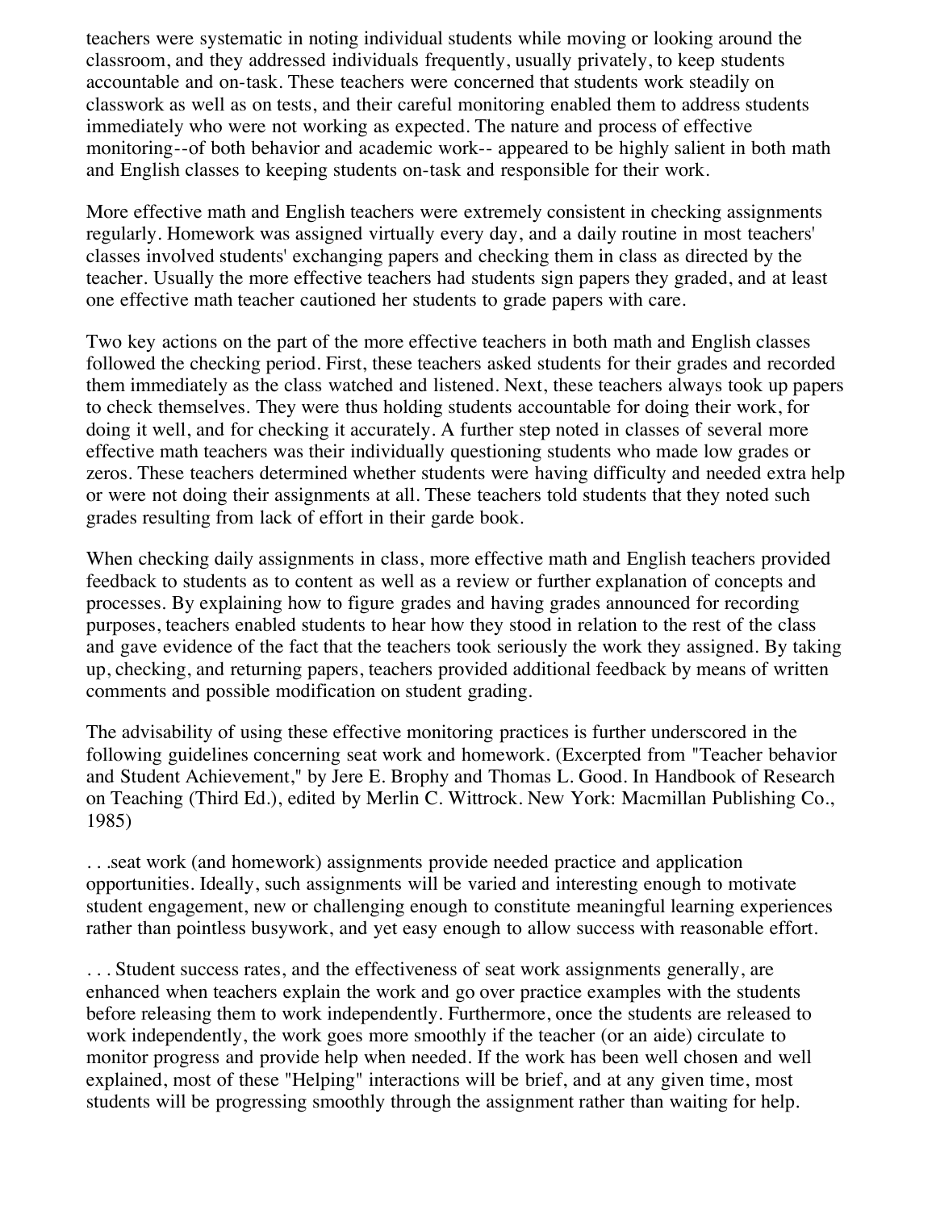teachers were systematic in noting individual students while moving or looking around the classroom, and they addressed individuals frequently, usually privately, to keep students accountable and on-task. These teachers were concerned that students work steadily on classwork as well as on tests, and their careful monitoring enabled them to address students immediately who were not working as expected. The nature and process of effective monitoring--of both behavior and academic work-- appeared to be highly salient in both math and English classes to keeping students on-task and responsible for their work.

More effective math and English teachers were extremely consistent in checking assignments regularly. Homework was assigned virtually every day, and a daily routine in most teachers' classes involved students' exchanging papers and checking them in class as directed by the teacher. Usually the more effective teachers had students sign papers they graded, and at least one effective math teacher cautioned her students to grade papers with care.

Two key actions on the part of the more effective teachers in both math and English classes followed the checking period. First, these teachers asked students for their grades and recorded them immediately as the class watched and listened. Next, these teachers always took up papers to check themselves. They were thus holding students accountable for doing their work, for doing it well, and for checking it accurately. A further step noted in classes of several more effective math teachers was their individually questioning students who made low grades or zeros. These teachers determined whether students were having difficulty and needed extra help or were not doing their assignments at all. These teachers told students that they noted such grades resulting from lack of effort in their garde book.

When checking daily assignments in class, more effective math and English teachers provided feedback to students as to content as well as a review or further explanation of concepts and processes. By explaining how to figure grades and having grades announced for recording purposes, teachers enabled students to hear how they stood in relation to the rest of the class and gave evidence of the fact that the teachers took seriously the work they assigned. By taking up, checking, and returning papers, teachers provided additional feedback by means of written comments and possible modification on student grading.

The advisability of using these effective monitoring practices is further underscored in the following guidelines concerning seat work and homework. (Excerpted from "Teacher behavior and Student Achievement," by Jere E. Brophy and Thomas L. Good. In Handbook of Research on Teaching (Third Ed.), edited by Merlin C. Wittrock. New York: Macmillan Publishing Co., 1985)

. . .seat work (and homework) assignments provide needed practice and application opportunities. Ideally, such assignments will be varied and interesting enough to motivate student engagement, new or challenging enough to constitute meaningful learning experiences rather than pointless busywork, and yet easy enough to allow success with reasonable effort.

. . . Student success rates, and the effectiveness of seat work assignments generally, are enhanced when teachers explain the work and go over practice examples with the students before releasing them to work independently. Furthermore, once the students are released to work independently, the work goes more smoothly if the teacher (or an aide) circulate to monitor progress and provide help when needed. If the work has been well chosen and well explained, most of these "Helping" interactions will be brief, and at any given time, most students will be progressing smoothly through the assignment rather than waiting for help.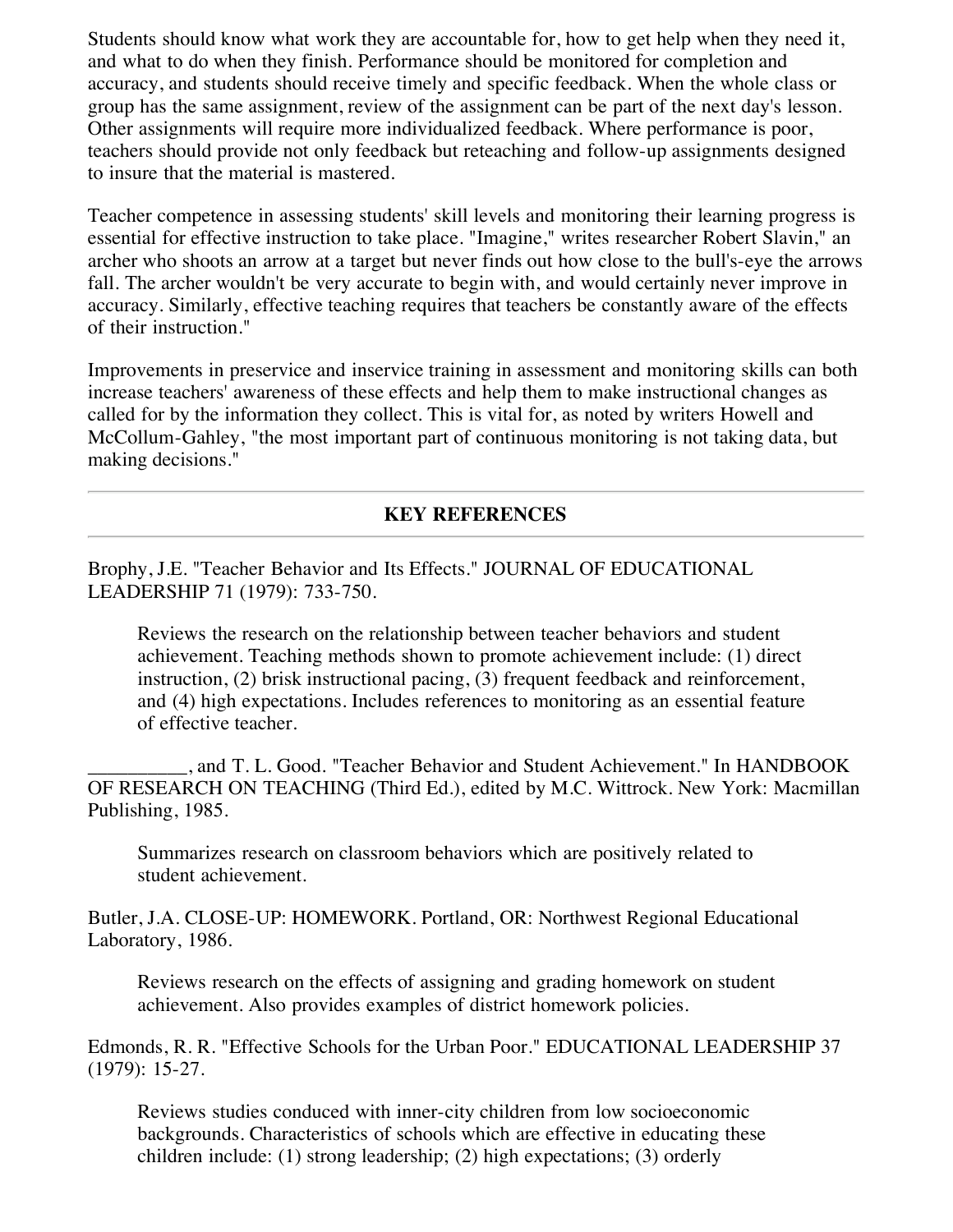Students should know what work they are accountable for, how to get help when they need it, and what to do when they finish. Performance should be monitored for completion and accuracy, and students should receive timely and specific feedback. When the whole class or group has the same assignment, review of the assignment can be part of the next day's lesson. Other assignments will require more individualized feedback. Where performance is poor, teachers should provide not only feedback but reteaching and follow-up assignments designed to insure that the material is mastered.

Teacher competence in assessing students' skill levels and monitoring their learning progress is essential for effective instruction to take place. "Imagine," writes researcher Robert Slavin," an archer who shoots an arrow at a target but never finds out how close to the bull's-eye the arrows fall. The archer wouldn't be very accurate to begin with, and would certainly never improve in accuracy. Similarly, effective teaching requires that teachers be constantly aware of the effects of their instruction."

Improvements in preservice and inservice training in assessment and monitoring skills can both increase teachers' awareness of these effects and help them to make instructional changes as called for by the information they collect. This is vital for, as noted by writers Howell and McCollum-Gahley, "the most important part of continuous monitoring is not taking data, but making decisions."

---

## KEY REFERENCES

---

Brophy, J.E. "Teacher Behavior and Its Effects." JOURNAL OF EDUCATIONAL LEADERSHIP 71 (1979): 733-750.

> Reviews the research on the relationship between teacher behaviors and student achievement. Teaching methods shown to promote achievement include: (1) direct instruction, (2) brisk instructional pacing, (3) frequent feedback and reinforcement, and (4) high expectations. Includes references to monitoring as an essential feature of effective teacher.

__________, and T. L. Good. "Teacher Behavior and Student Achievement." In HANDBOOK OF RESEARCH ON TEACHING (Third Ed.), edited by M.C. Wittrock. New York: Macmillan Publishing, 1985.

> Summarizes research on classroom behaviors which are positively related to student achievement.

Butler, J.A. CLOSE-UP: HOMEWORK. Portland, OR: Northwest Regional Educational Laboratory, 1986.

> Reviews research on the effects of assigning and grading homework on student achievement. Also provides examples of district homework policies.

Edmonds, R. R. "Effective Schools for the Urban Poor." EDUCATIONAL LEADERSHIP 37 (1979): 15-27.

> Reviews studies conduced with inner-city children from low socioeconomic backgrounds. Characteristics of schools which are effective in educating these children include: (1) strong leadership; (2) high expectations; (3) orderly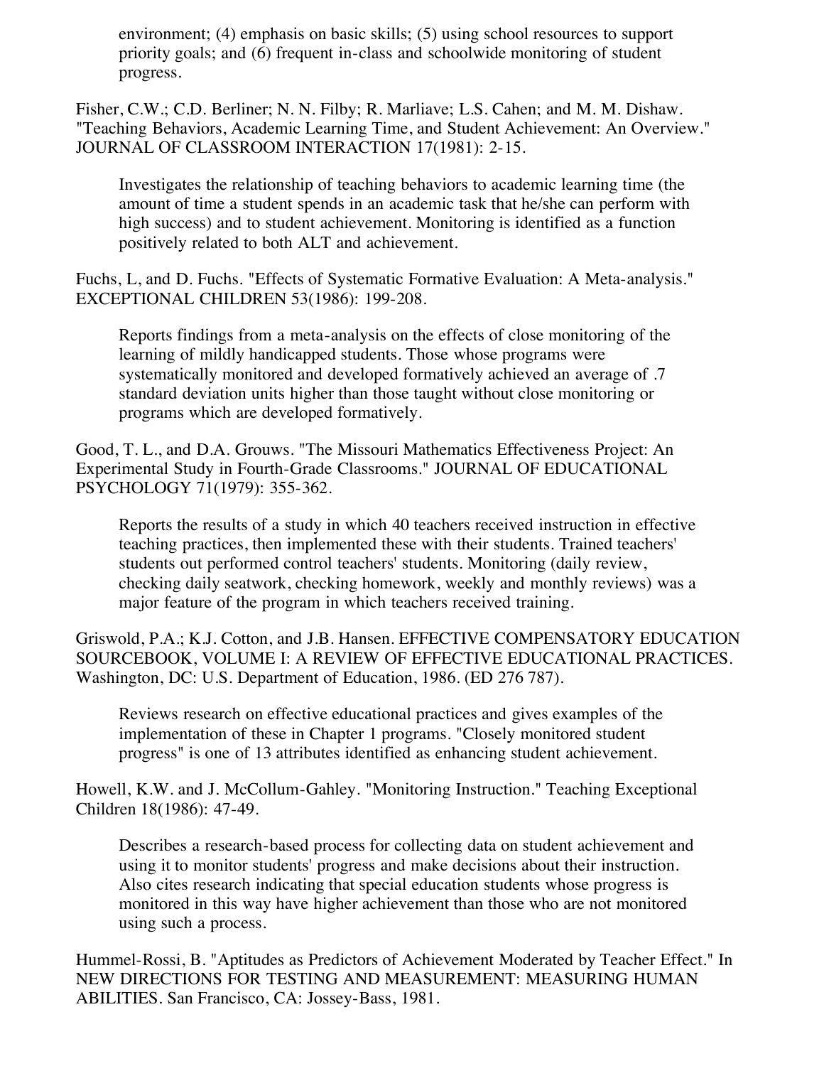environment; (4) emphasis on basic skills; (5) using school resources to support priority goals; and (6) frequent in-class and schoolwide monitoring of student progress.

Fisher, C.W.; C.D. Berliner; N. N. Filby; R. Marliave; L.S. Cahen; and M. M. Dishaw. "Teaching Behaviors, Academic Learning Time, and Student Achievement: An Overview." JOURNAL OF CLASSROOM INTERACTION 17(1981): 2-15.

> Investigates the relationship of teaching behaviors to academic learning time (the amount of time a student spends in an academic task that he/she can perform with high success) and to student achievement. Monitoring is identified as a function positively related to both ALT and achievement.

Fuchs, L, and D. Fuchs. "Effects of Systematic Formative Evaluation: A Meta-analysis." EXCEPTIONAL CHILDREN 53(1986): 199-208.

> Reports findings from a meta-analysis on the effects of close monitoring of the learning of mildly handicapped students. Those whose programs were systematically monitored and developed formatively achieved an average of .7 standard deviation units higher than those taught without close monitoring or programs which are developed formatively.

Good, T. L., and D.A. Grouws. "The Missouri Mathematics Effectiveness Project: An Experimental Study in Fourth-Grade Classrooms." JOURNAL OF EDUCATIONAL PSYCHOLOGY 71(1979): 355-362.

> Reports the results of a study in which 40 teachers received instruction in effective teaching practices, then implemented these with their students. Trained teachers' students out performed control teachers' students. Monitoring (daily review, checking daily seatwork, checking homework, weekly and monthly reviews) was a major feature of the program in which teachers received training.

Griswold, P.A.; K.J. Cotton, and J.B. Hansen. EFFECTIVE COMPENSATORY EDUCATION SOURCEBOOK, VOLUME I: A REVIEW OF EFFECTIVE EDUCATIONAL PRACTICES. Washington, DC: U.S. Department of Education, 1986. (ED 276 787).

> Reviews research on effective educational practices and gives examples of the implementation of these in Chapter 1 programs. "Closely monitored student progress" is one of 13 attributes identified as enhancing student achievement.

Howell, K.W. and J. McCollum-Gahley. "Monitoring Instruction." Teaching Exceptional Children 18(1986): 47-49.

> Describes a research-based process for collecting data on student achievement and using it to monitor students' progress and make decisions about their instruction. Also cites research indicating that special education students whose progress is monitored in this way have higher achievement than those who are not monitored using such a process.

Hummel-Rossi, B. "Aptitudes as Predictors of Achievement Moderated by Teacher Effect." In NEW DIRECTIONS FOR TESTING AND MEASUREMENT: MEASURING HUMAN ABILITIES. San Francisco, CA: Jossey-Bass, 1981.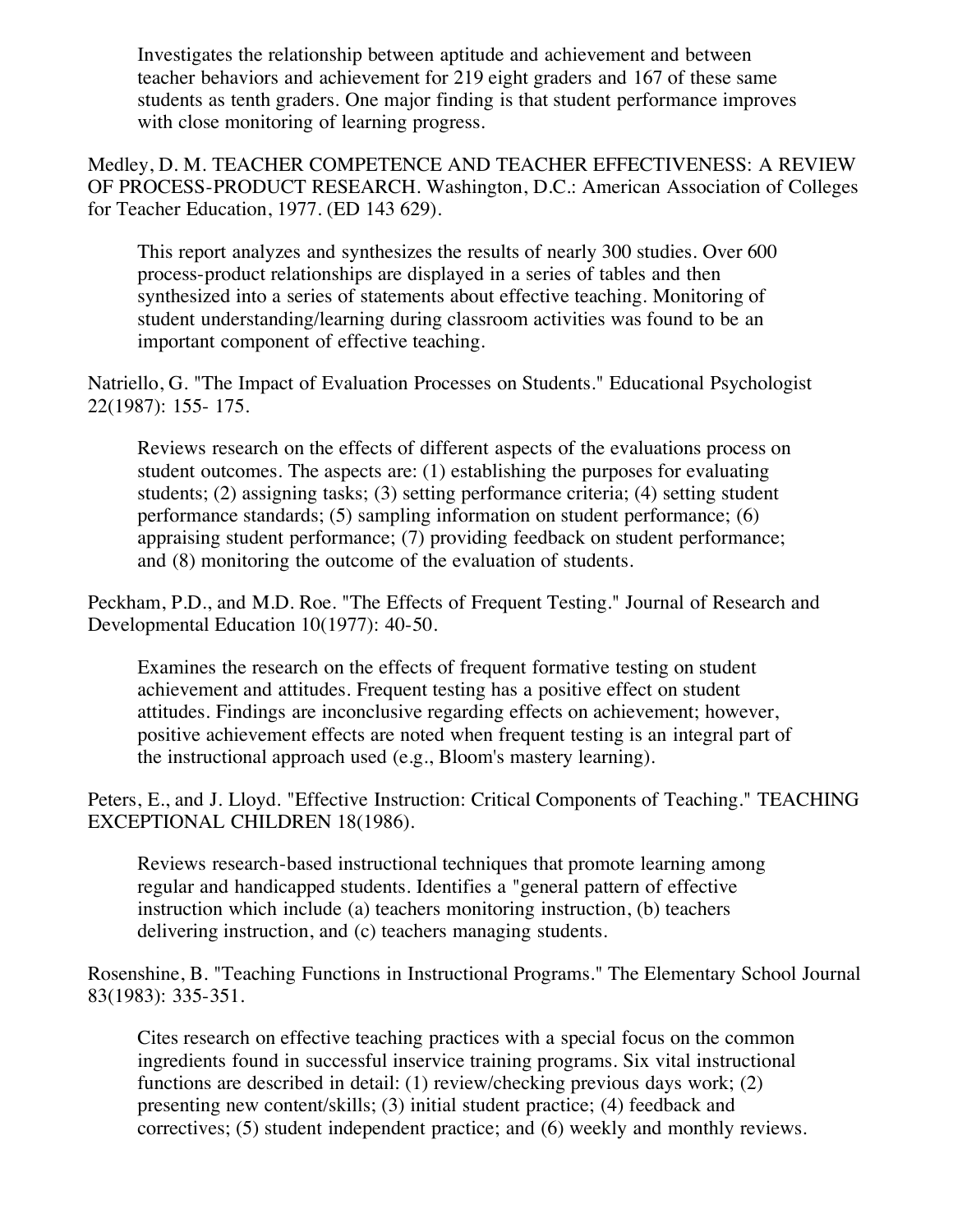Investigates the relationship between aptitude and achievement and between teacher behaviors and achievement for 219 eight graders and 167 of these same students as tenth graders. One major finding is that student performance improves with close monitoring of learning progress.

Medley, D. M. TEACHER COMPETENCE AND TEACHER EFFECTIVENESS: A REVIEW OF PROCESS-PRODUCT RESEARCH. Washington, D.C.: American Association of Colleges for Teacher Education, 1977. (ED 143 629).

This report analyzes and synthesizes the results of nearly 300 studies. Over 600 process-product relationships are displayed in a series of tables and then synthesized into a series of statements about effective teaching. Monitoring of student understanding/learning during classroom activities was found to be an important component of effective teaching.

Natriello, G. "The Impact of Evaluation Processes on Students." Educational Psychologist 22(1987): 155- 175.

Reviews research on the effects of different aspects of the evaluations process on student outcomes. The aspects are: (1) establishing the purposes for evaluating students; (2) assigning tasks; (3) setting performance criteria; (4) setting student performance standards; (5) sampling information on student performance; (6) appraising student performance; (7) providing feedback on student performance; and (8) monitoring the outcome of the evaluation of students.

Peckham, P.D., and M.D. Roe. "The Effects of Frequent Testing." Journal of Research and Developmental Education 10(1977): 40-50.

Examines the research on the effects of frequent formative testing on student achievement and attitudes. Frequent testing has a positive effect on student attitudes. Findings are inconclusive regarding effects on achievement; however, positive achievement effects are noted when frequent testing is an integral part of the instructional approach used (e.g., Bloom's mastery learning).

Peters, E., and J. Lloyd. "Effective Instruction: Critical Components of Teaching." TEACHING EXCEPTIONAL CHILDREN 18(1986).

Reviews research-based instructional techniques that promote learning among regular and handicapped students. Identifies a "general pattern of effective instruction which include (a) teachers monitoring instruction, (b) teachers delivering instruction, and (c) teachers managing students.

Rosenshine, B. "Teaching Functions in Instructional Programs." The Elementary School Journal 83(1983): 335-351.

Cites research on effective teaching practices with a special focus on the common ingredients found in successful inservice training programs. Six vital instructional functions are described in detail: (1) review/checking previous days work; (2) presenting new content/skills; (3) initial student practice; (4) feedback and correctives; (5) student independent practice; and (6) weekly and monthly reviews.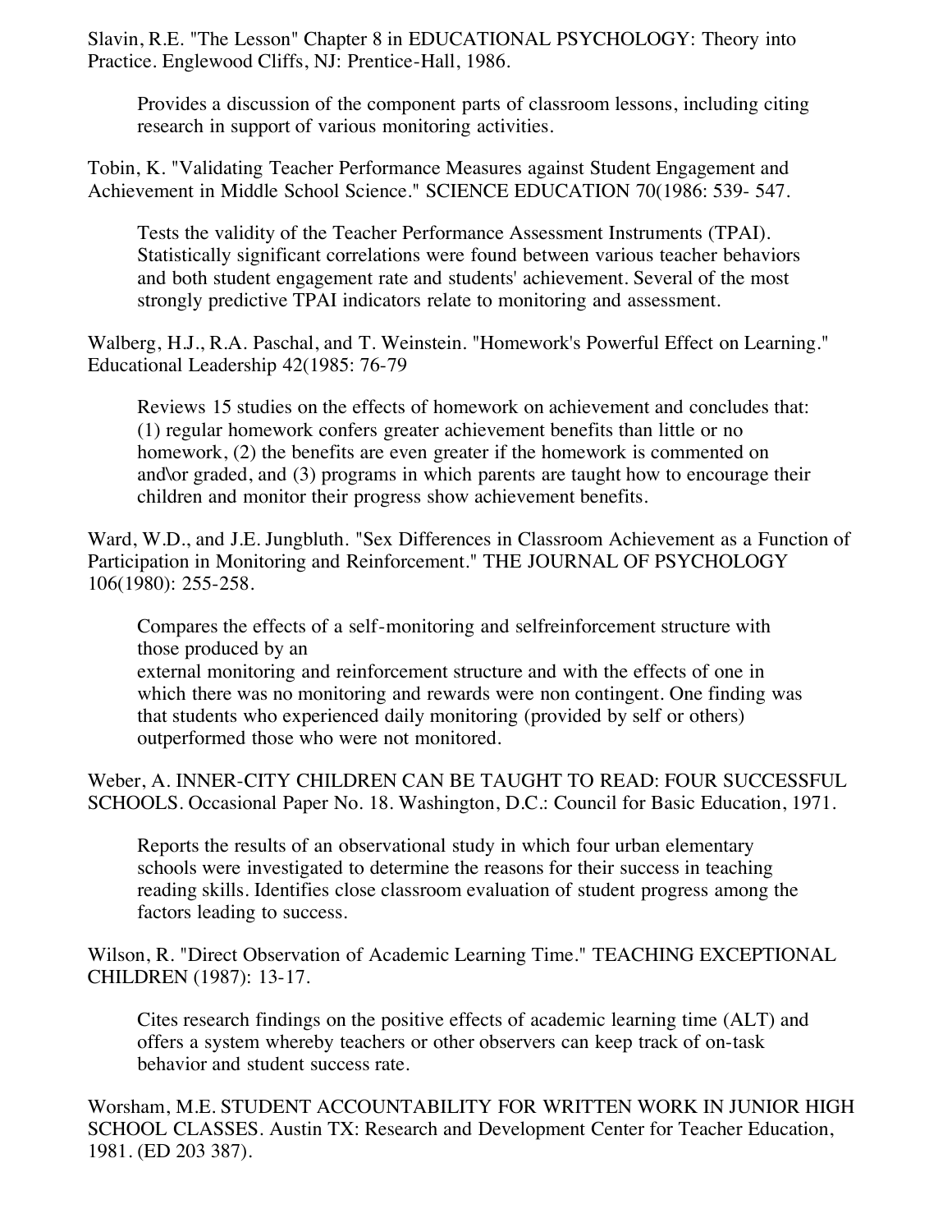Slavin, R.E. "The Lesson" Chapter 8 in EDUCATIONAL PSYCHOLOGY: Theory into Practice. Englewood Cliffs, NJ: Prentice-Hall, 1986.

> Provides a discussion of the component parts of classroom lessons, including citing research in support of various monitoring activities.

Tobin, K. "Validating Teacher Performance Measures against Student Engagement and Achievement in Middle School Science." SCIENCE EDUCATION 70(1986: 539- 547.

> Tests the validity of the Teacher Performance Assessment Instruments (TPAI). Statistically significant correlations were found between various teacher behaviors and both student engagement rate and students' achievement. Several of the most strongly predictive TPAI indicators relate to monitoring and assessment.

Walberg, H.J., R.A. Paschal, and T. Weinstein. "Homework's Powerful Effect on Learning." Educational Leadership 42(1985: 76-79

> Reviews 15 studies on the effects of homework on achievement and concludes that: (1) regular homework confers greater achievement benefits than little or no homework, (2) the benefits are even greater if the homework is commented on and\or graded, and (3) programs in which parents are taught how to encourage their children and monitor their progress show achievement benefits.

Ward, W.D., and J.E. Jungbluth. "Sex Differences in Classroom Achievement as a Function of Participation in Monitoring and Reinforcement." THE JOURNAL OF PSYCHOLOGY 106(1980): 255-258.

> Compares the effects of a self-monitoring and selfreinforcement structure with those produced by an
> external monitoring and reinforcement structure and with the effects of one in which there was no monitoring and rewards were non contingent. One finding was that students who experienced daily monitoring (provided by self or others) outperformed those who were not monitored.

Weber, A. INNER-CITY CHILDREN CAN BE TAUGHT TO READ: FOUR SUCCESSFUL SCHOOLS. Occasional Paper No. 18. Washington, D.C.: Council for Basic Education, 1971.

> Reports the results of an observational study in which four urban elementary schools were investigated to determine the reasons for their success in teaching reading skills. Identifies close classroom evaluation of student progress among the factors leading to success.

Wilson, R. "Direct Observation of Academic Learning Time." TEACHING EXCEPTIONAL CHILDREN (1987): 13-17.

> Cites research findings on the positive effects of academic learning time (ALT) and offers a system whereby teachers or other observers can keep track of on-task behavior and student success rate.

Worsham, M.E. STUDENT ACCOUNTABILITY FOR WRITTEN WORK IN JUNIOR HIGH SCHOOL CLASSES. Austin TX: Research and Development Center for Teacher Education, 1981. (ED 203 387).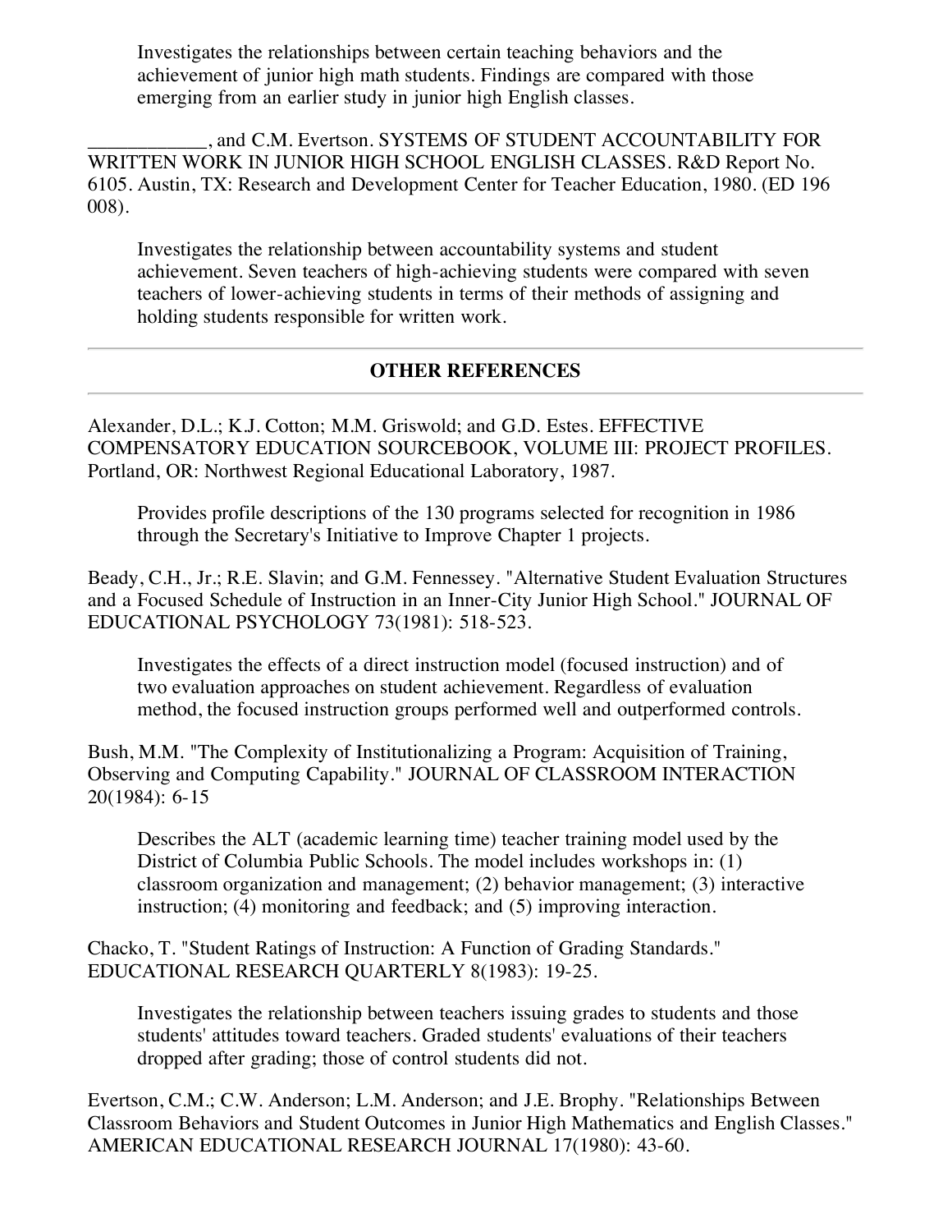Investigates the relationships between certain teaching behaviors and the achievement of junior high math students. Findings are compared with those emerging from an earlier study in junior high English classes.

___________, and C.M. Evertson. SYSTEMS OF STUDENT ACCOUNTABILITY FOR WRITTEN WORK IN JUNIOR HIGH SCHOOL ENGLISH CLASSES. R&D Report No. 6105. Austin, TX: Research and Development Center for Teacher Education, 1980. (ED 196 008).

Investigates the relationship between accountability systems and student achievement. Seven teachers of high-achieving students were compared with seven teachers of lower-achieving students in terms of their methods of assigning and holding students responsible for written work.

---

## OTHER REFERENCES

---

Alexander, D.L.; K.J. Cotton; M.M. Griswold; and G.D. Estes. EFFECTIVE COMPENSATORY EDUCATION SOURCEBOOK, VOLUME III: PROJECT PROFILES. Portland, OR: Northwest Regional Educational Laboratory, 1987.

Provides profile descriptions of the 130 programs selected for recognition in 1986 through the Secretary's Initiative to Improve Chapter 1 projects.

Beady, C.H., Jr.; R.E. Slavin; and G.M. Fennessey. "Alternative Student Evaluation Structures and a Focused Schedule of Instruction in an Inner-City Junior High School." JOURNAL OF EDUCATIONAL PSYCHOLOGY 73(1981): 518-523.

Investigates the effects of a direct instruction model (focused instruction) and of two evaluation approaches on student achievement. Regardless of evaluation method, the focused instruction groups performed well and outperformed controls.

Bush, M.M. "The Complexity of Institutionalizing a Program: Acquisition of Training, Observing and Computing Capability." JOURNAL OF CLASSROOM INTERACTION 20(1984): 6-15

Describes the ALT (academic learning time) teacher training model used by the District of Columbia Public Schools. The model includes workshops in: (1) classroom organization and management; (2) behavior management; (3) interactive instruction; (4) monitoring and feedback; and (5) improving interaction.

Chacko, T. "Student Ratings of Instruction: A Function of Grading Standards." EDUCATIONAL RESEARCH QUARTERLY 8(1983): 19-25.

Investigates the relationship between teachers issuing grades to students and those students' attitudes toward teachers. Graded students' evaluations of their teachers dropped after grading; those of control students did not.

Evertson, C.M.; C.W. Anderson; L.M. Anderson; and J.E. Brophy. "Relationships Between Classroom Behaviors and Student Outcomes in Junior High Mathematics and English Classes." AMERICAN EDUCATIONAL RESEARCH JOURNAL 17(1980): 43-60.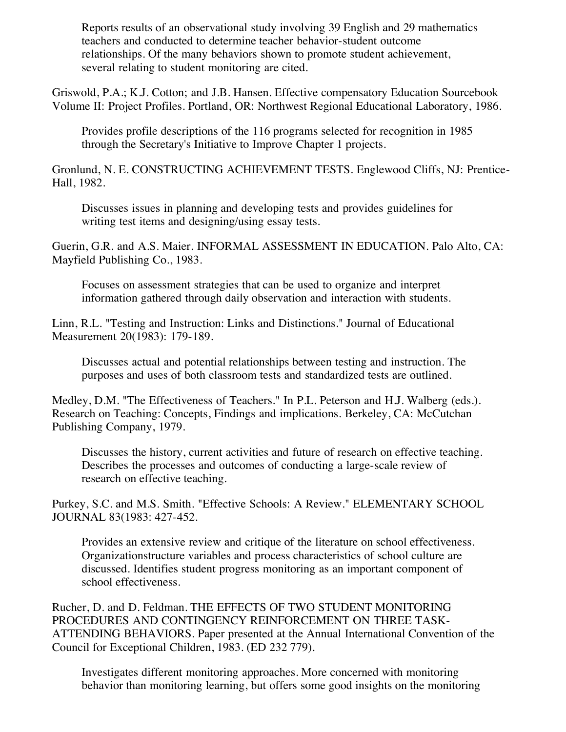Reports results of an observational study involving 39 English and 29 mathematics teachers and conducted to determine teacher behavior-student outcome relationships. Of the many behaviors shown to promote student achievement, several relating to student monitoring are cited.

Griswold, P.A.; K.J. Cotton; and J.B. Hansen. Effective compensatory Education Sourcebook Volume II: Project Profiles. Portland, OR: Northwest Regional Educational Laboratory, 1986.

Provides profile descriptions of the 116 programs selected for recognition in 1985 through the Secretary's Initiative to Improve Chapter 1 projects.

Gronlund, N. E. CONSTRUCTING ACHIEVEMENT TESTS. Englewood Cliffs, NJ: Prentice-Hall, 1982.

Discusses issues in planning and developing tests and provides guidelines for writing test items and designing/using essay tests.

Guerin, G.R. and A.S. Maier. INFORMAL ASSESSMENT IN EDUCATION. Palo Alto, CA: Mayfield Publishing Co., 1983.

Focuses on assessment strategies that can be used to organize and interpret information gathered through daily observation and interaction with students.

Linn, R.L. "Testing and Instruction: Links and Distinctions." Journal of Educational Measurement 20(1983): 179-189.

Discusses actual and potential relationships between testing and instruction. The purposes and uses of both classroom tests and standardized tests are outlined.

Medley, D.M. "The Effectiveness of Teachers." In P.L. Peterson and H.J. Walberg (eds.). Research on Teaching: Concepts, Findings and implications. Berkeley, CA: McCutchan Publishing Company, 1979.

Discusses the history, current activities and future of research on effective teaching. Describes the processes and outcomes of conducting a large-scale review of research on effective teaching.

Purkey, S.C. and M.S. Smith. "Effective Schools: A Review." ELEMENTARY SCHOOL JOURNAL 83(1983: 427-452.

Provides an extensive review and critique of the literature on school effectiveness. Organizationstructure variables and process characteristics of school culture are discussed. Identifies student progress monitoring as an important component of school effectiveness.

Rucher, D. and D. Feldman. THE EFFECTS OF TWO STUDENT MONITORING PROCEDURES AND CONTINGENCY REINFORCEMENT ON THREE TASK-ATTENDING BEHAVIORS. Paper presented at the Annual International Convention of the Council for Exceptional Children, 1983. (ED 232 779).

Investigates different monitoring approaches. More concerned with monitoring behavior than monitoring learning, but offers some good insights on the monitoring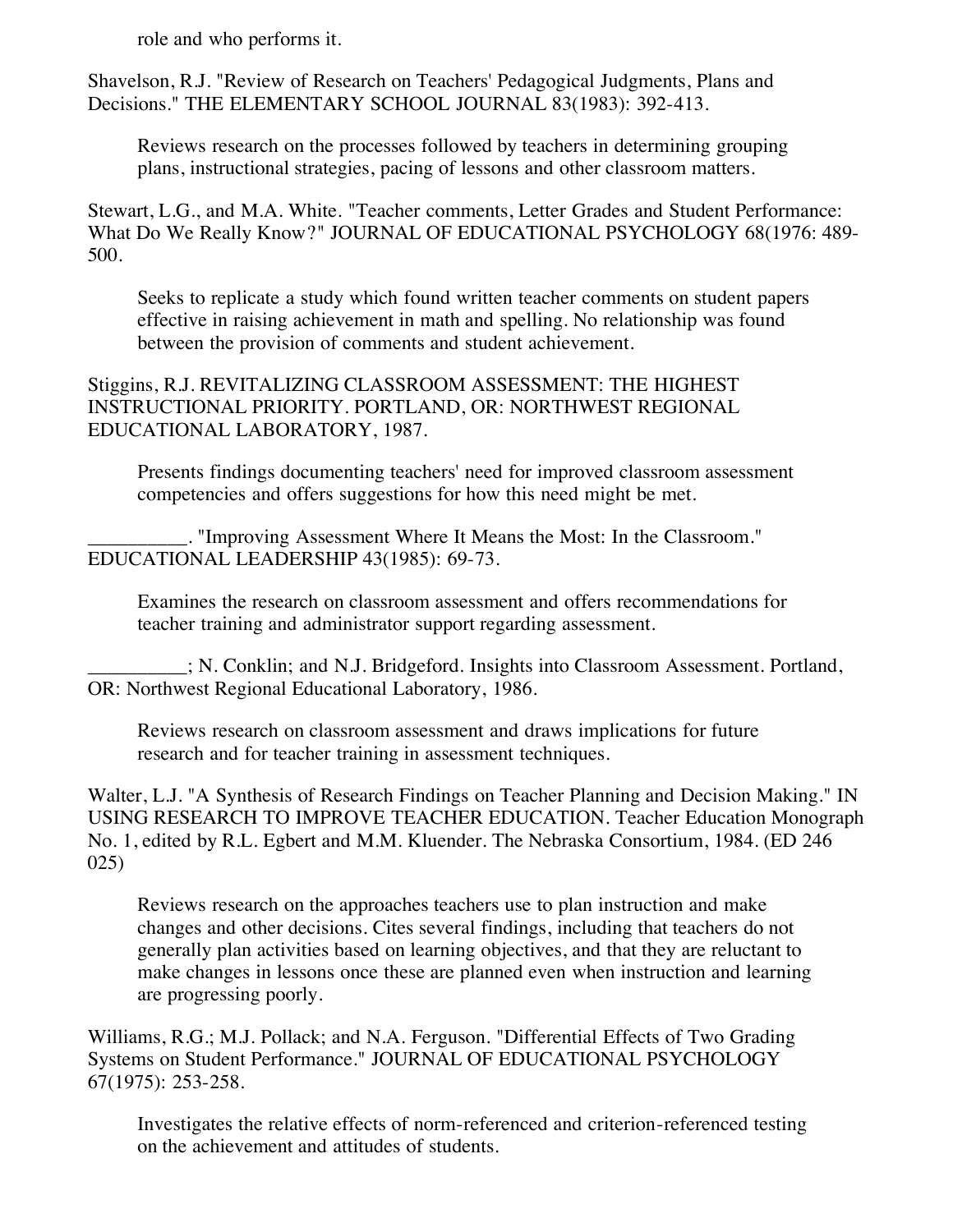role and who performs it.

Shavelson, R.J. "Review of Research on Teachers' Pedagogical Judgments, Plans and Decisions." THE ELEMENTARY SCHOOL JOURNAL 83(1983): 392-413.

> Reviews research on the processes followed by teachers in determining grouping plans, instructional strategies, pacing of lessons and other classroom matters.

Stewart, L.G., and M.A. White. "Teacher comments, Letter Grades and Student Performance: What Do We Really Know?" JOURNAL OF EDUCATIONAL PSYCHOLOGY 68(1976: 489-500.

> Seeks to replicate a study which found written teacher comments on student papers effective in raising achievement in math and spelling. No relationship was found between the provision of comments and student achievement.

Stiggins, R.J. REVITALIZING CLASSROOM ASSESSMENT: THE HIGHEST INSTRUCTIONAL PRIORITY. PORTLAND, OR: NORTHWEST REGIONAL EDUCATIONAL LABORATORY, 1987.

> Presents findings documenting teachers' need for improved classroom assessment competencies and offers suggestions for how this need might be met.

__________. "Improving Assessment Where It Means the Most: In the Classroom." EDUCATIONAL LEADERSHIP 43(1985): 69-73.

> Examines the research on classroom assessment and offers recommendations for teacher training and administrator support regarding assessment.

__________; N. Conklin; and N.J. Bridgeford. Insights into Classroom Assessment. Portland, OR: Northwest Regional Educational Laboratory, 1986.

> Reviews research on classroom assessment and draws implications for future research and for teacher training in assessment techniques.

Walter, L.J. "A Synthesis of Research Findings on Teacher Planning and Decision Making." IN USING RESEARCH TO IMPROVE TEACHER EDUCATION. Teacher Education Monograph No. 1, edited by R.L. Egbert and M.M. Kluender. The Nebraska Consortium, 1984. (ED 246 025)

> Reviews research on the approaches teachers use to plan instruction and make changes and other decisions. Cites several findings, including that teachers do not generally plan activities based on learning objectives, and that they are reluctant to make changes in lessons once these are planned even when instruction and learning are progressing poorly.

Williams, R.G.; M.J. Pollack; and N.A. Ferguson. "Differential Effects of Two Grading Systems on Student Performance." JOURNAL OF EDUCATIONAL PSYCHOLOGY 67(1975): 253-258.

> Investigates the relative effects of norm-referenced and criterion-referenced testing on the achievement and attitudes of students.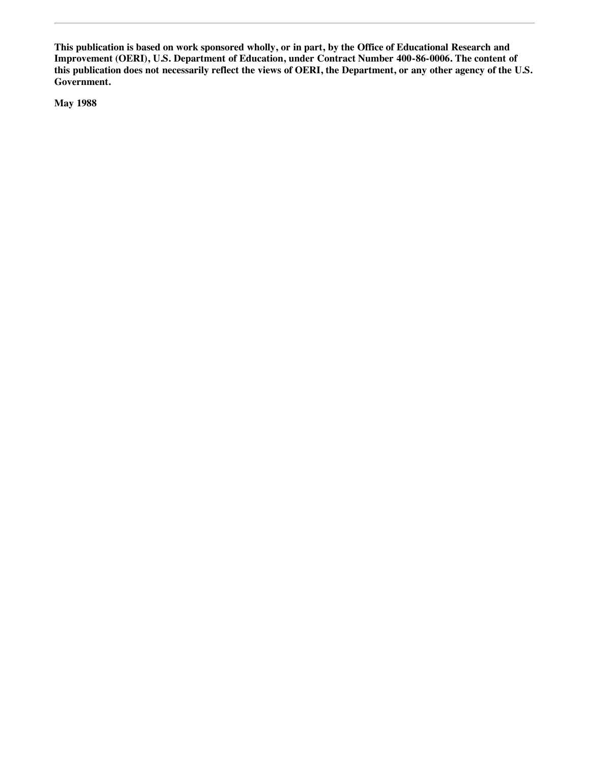---

**This publication is based on work sponsored wholly, or in part, by the Office of Educational Research and Improvement (OERI), U.S. Department of Education, under Contract Number 400-86-0006. The content of this publication does not necessarily reflect the views of OERI, the Department, or any other agency of the U.S. Government.**

**May 1988**